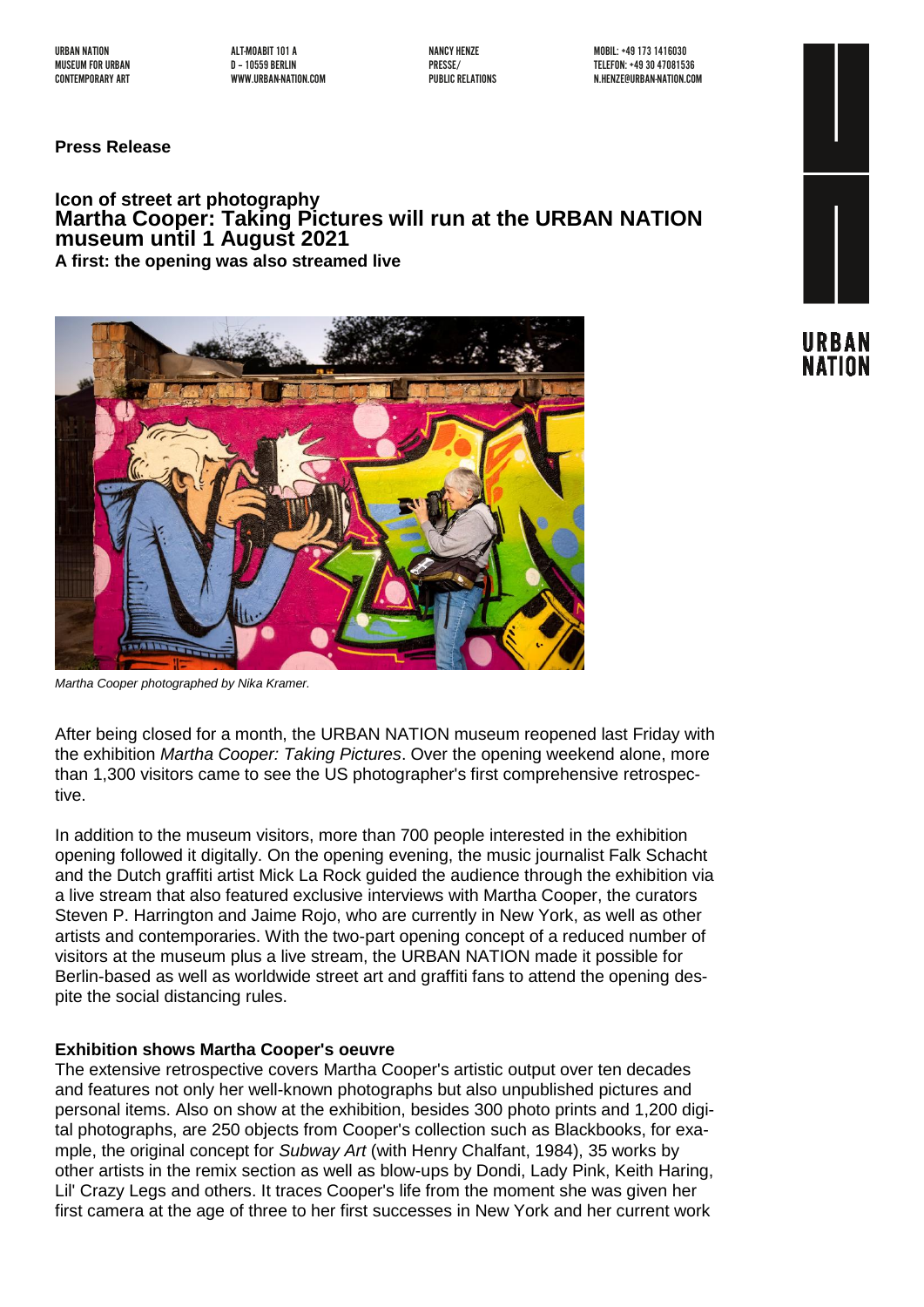URBAN NATION
MUSEUM FOR URBAN
CONTEMPORARY ART

ALT-MOABIT 101 A
D – 10559 BERLIN
WWW.URBAN-NATION.COM

NANCY HENZE
PRESSE/
PUBLIC RELATIONS

MOBIL: +49 173 1416030
TELEFON: +49 30 47081536
N.HENZE@URBAN-NATION.COM

**Press Release**

**Icon of street art photography**

# Martha Cooper: Taking Pictures will run at the URBAN NATION museum until 1 August 2021

**A first: the opening was also streamed live**

*Martha Cooper photographed by Nika Kramer.*

After being closed for a month, the URBAN NATION museum reopened last Friday with the exhibition *Martha Cooper: Taking Pictures*. Over the opening weekend alone, more than 1,300 visitors came to see the US photographer's first comprehensive retrospective.

In addition to the museum visitors, more than 700 people interested in the exhibition opening followed it digitally. On the opening evening, the music journalist Falk Schacht and the Dutch graffiti artist Mick La Rock guided the audience through the exhibition via a live stream that also featured exclusive interviews with Martha Cooper, the curators Steven P. Harrington and Jaime Rojo, who are currently in New York, as well as other artists and contemporaries. With the two-part opening concept of a reduced number of visitors at the museum plus a live stream, the URBAN NATION made it possible for Berlin-based as well as worldwide street art and graffiti fans to attend the opening despite the social distancing rules.

**Exhibition shows Martha Cooper's oeuvre**

The extensive retrospective covers Martha Cooper's artistic output over ten decades and features not only her well-known photographs but also unpublished pictures and personal items. Also on show at the exhibition, besides 300 photo prints and 1,200 digital photographs, are 250 objects from Cooper's collection such as Blackbooks, for example, the original concept for *Subway Art* (with Henry Chalfant, 1984), 35 works by other artists in the remix section as well as blow-ups by Dondi, Lady Pink, Keith Haring, Lil' Crazy Legs and others. It traces Cooper's life from the moment she was given her first camera at the age of three to her first successes in New York and her current work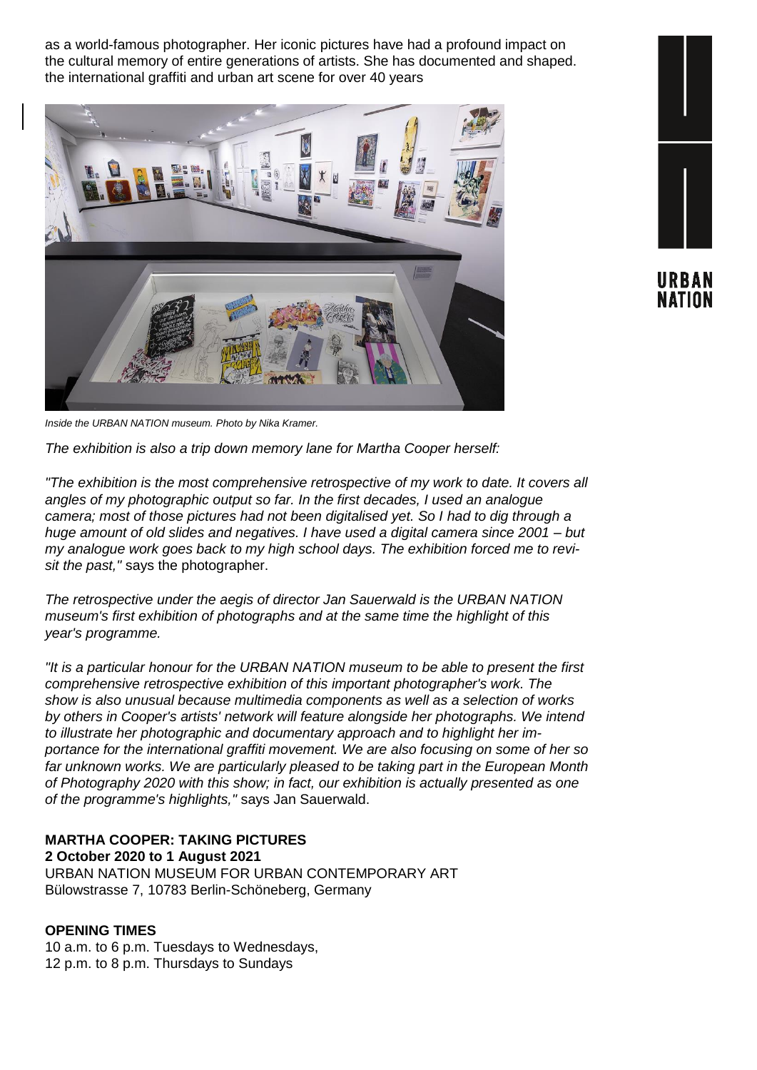as a world-famous photographer. Her iconic pictures have had a profound impact on the cultural memory of entire generations of artists. She has documented and shaped. the international graffiti and urban art scene for over 40 years

*Inside the URBAN NATION museum. Photo by Nika Kramer.*

*The exhibition is also a trip down memory lane for Martha Cooper herself:*

*"The exhibition is the most comprehensive retrospective of my work to date. It covers all angles of my photographic output so far. In the first decades, I used an analogue camera; most of those pictures had not been digitalised yet. So I had to dig through a huge amount of old slides and negatives. I have used a digital camera since 2001 – but my analogue work goes back to my high school days. The exhibition forced me to revisit the past,"* says the photographer.

*The retrospective under the aegis of director Jan Sauerwald is the URBAN NATION museum's first exhibition of photographs and at the same time the highlight of this year's programme.*

*"It is a particular honour for the URBAN NATION museum to be able to present the first comprehensive retrospective exhibition of this important photographer's work. The show is also unusual because multimedia components as well as a selection of works by others in Cooper's artists' network will feature alongside her photographs. We intend to illustrate her photographic and documentary approach and to highlight her importance for the international graffiti movement. We are also focusing on some of her so far unknown works. We are particularly pleased to be taking part in the European Month of Photography 2020 with this show; in fact, our exhibition is actually presented as one of the programme's highlights,"* says Jan Sauerwald.

**MARTHA COOPER: TAKING PICTURES**
**2 October 2020 to 1 August 2021**
URBAN NATION MUSEUM FOR URBAN CONTEMPORARY ART
Bülowstrasse 7, 10783 Berlin-Schöneberg, Germany

**OPENING TIMES**
10 a.m. to 6 p.m. Tuesdays to Wednesdays,
12 p.m. to 8 p.m. Thursdays to Sundays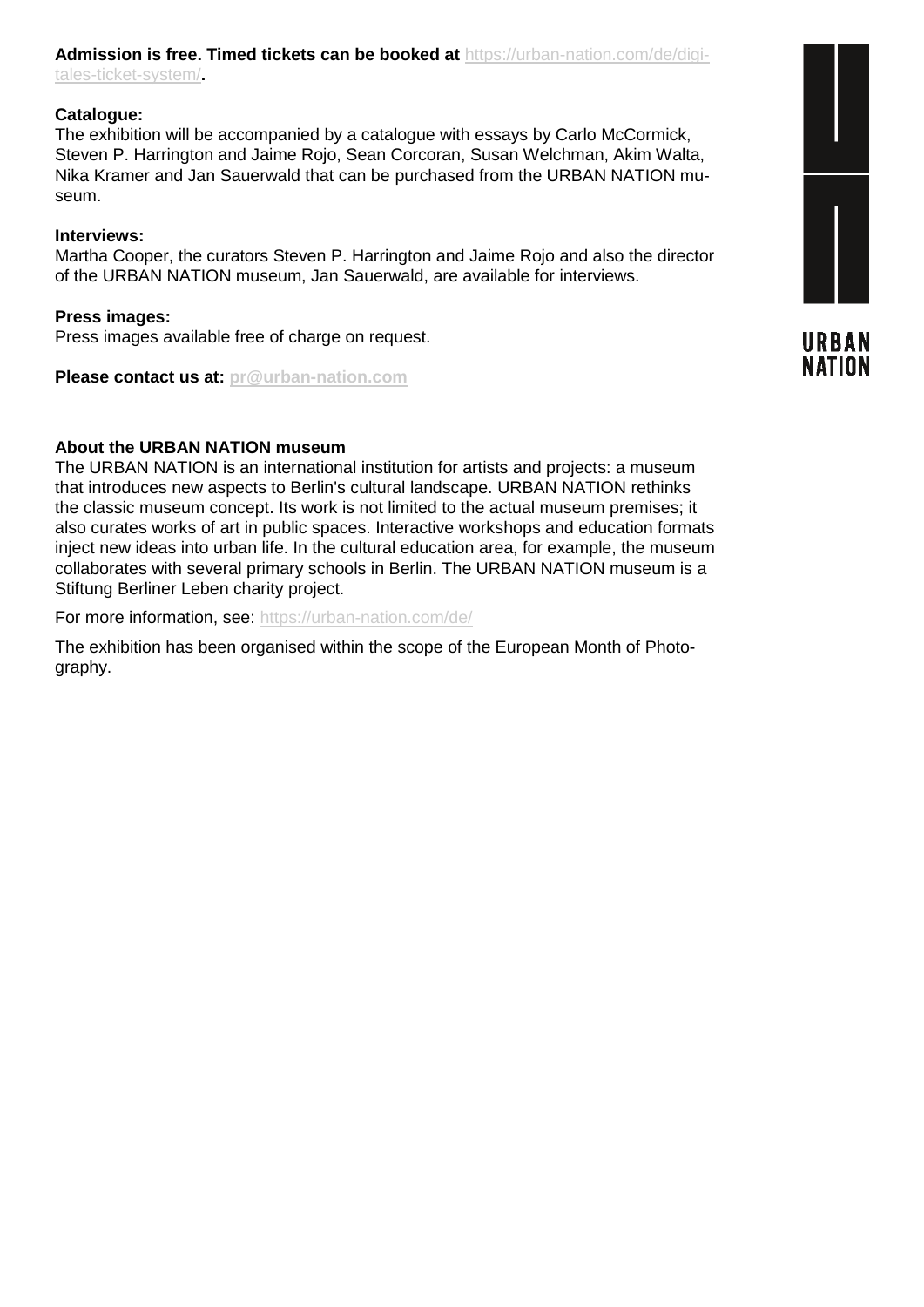**Admission is free. Timed tickets can be booked at** https://urban-nation.com/de/digi-tales-ticket-system/**.**

**Catalogue:**
The exhibition will be accompanied by a catalogue with essays by Carlo McCormick, Steven P. Harrington and Jaime Rojo, Sean Corcoran, Susan Welchman, Akim Walta, Nika Kramer and Jan Sauerwald that can be purchased from the URBAN NATION museum.

**Interviews:**
Martha Cooper, the curators Steven P. Harrington and Jaime Rojo and also the director of the URBAN NATION museum, Jan Sauerwald, are available for interviews.

**Press images:**
Press images available free of charge on request.

**Please contact us at: pr@urban-nation.com**

**About the URBAN NATION museum**
The URBAN NATION is an international institution for artists and projects: a museum that introduces new aspects to Berlin's cultural landscape. URBAN NATION rethinks the classic museum concept. Its work is not limited to the actual museum premises; it also curates works of art in public spaces. Interactive workshops and education formats inject new ideas into urban life. In the cultural education area, for example, the museum collaborates with several primary schools in Berlin. The URBAN NATION museum is a Stiftung Berliner Leben charity project.

For more information, see: https://urban-nation.com/de/

The exhibition has been organised within the scope of the European Month of Photography.